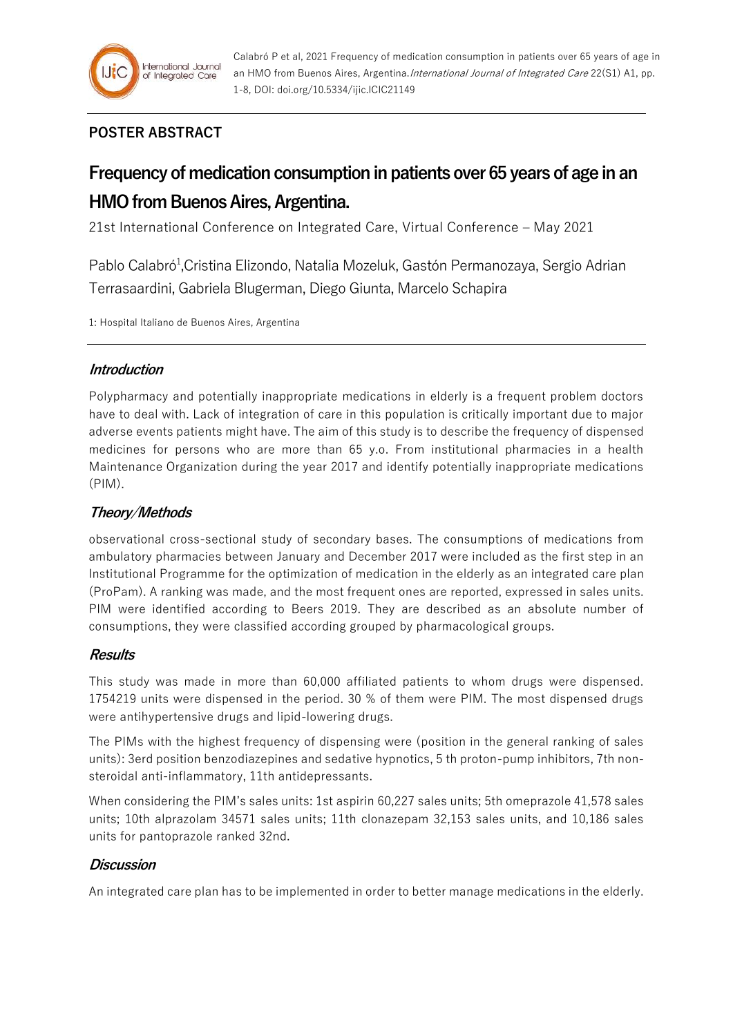## POSTER ABSTRACT

# Frequency of medication consumption in patients over 65 years of age in an HMO from Buenos Aires, Argentina.

21st International Conference on Integrated Care, Virtual Conference – May 2021

Pablo Calabró[1],Cristina Elizondo, Natalia Mozeluk, Gastón Permanozaya, Sergio Adrian Terrasaardini, Gabriela Blugerman, Diego Giunta, Marcelo Schapira

1: Hospital Italiano de Buenos Aires, Argentina

### *Introduction*

Polypharmacy and potentially inappropriate medications in elderly is a frequent problem doctors have to deal with. Lack of integration of care in this population is critically important due to major adverse events patients might have. The aim of this study is to describe the frequency of dispensed medicines for persons who are more than 65 y.o. From institutional pharmacies in a health Maintenance Organization during the year 2017 and identify potentially inappropriate medications (PIM).

### *Theory/Methods*

observational cross-sectional study of secondary bases. The consumptions of medications from ambulatory pharmacies between January and December 2017 were included as the first step in an Institutional Programme for the optimization of medication in the elderly as an integrated care plan (ProPam). A ranking was made, and the most frequent ones are reported, expressed in sales units. PIM were identified according to Beers 2019. They are described as an absolute number of consumptions, they were classified according grouped by pharmacological groups.

### *Results*

This study was made in more than 60,000 affiliated patients to whom drugs were dispensed. 1754219 units were dispensed in the period. 30 % of them were PIM. The most dispensed drugs were antihypertensive drugs and lipid-lowering drugs.

The PIMs with the highest frequency of dispensing were (position in the general ranking of sales units): 3erd position benzodiazepines and sedative hypnotics, 5 th proton-pump inhibitors, 7th non-steroidal anti-inflammatory, 11th antidepressants.

When considering the PIM's sales units: 1st aspirin 60,227 sales units; 5th omeprazole 41,578 sales units; 10th alprazolam 34571 sales units; 11th clonazepam 32,153 sales units, and 10,186 sales units for pantoprazole ranked 32nd.

### *Discussion*

An integrated care plan has to be implemented in order to better manage medications in the elderly.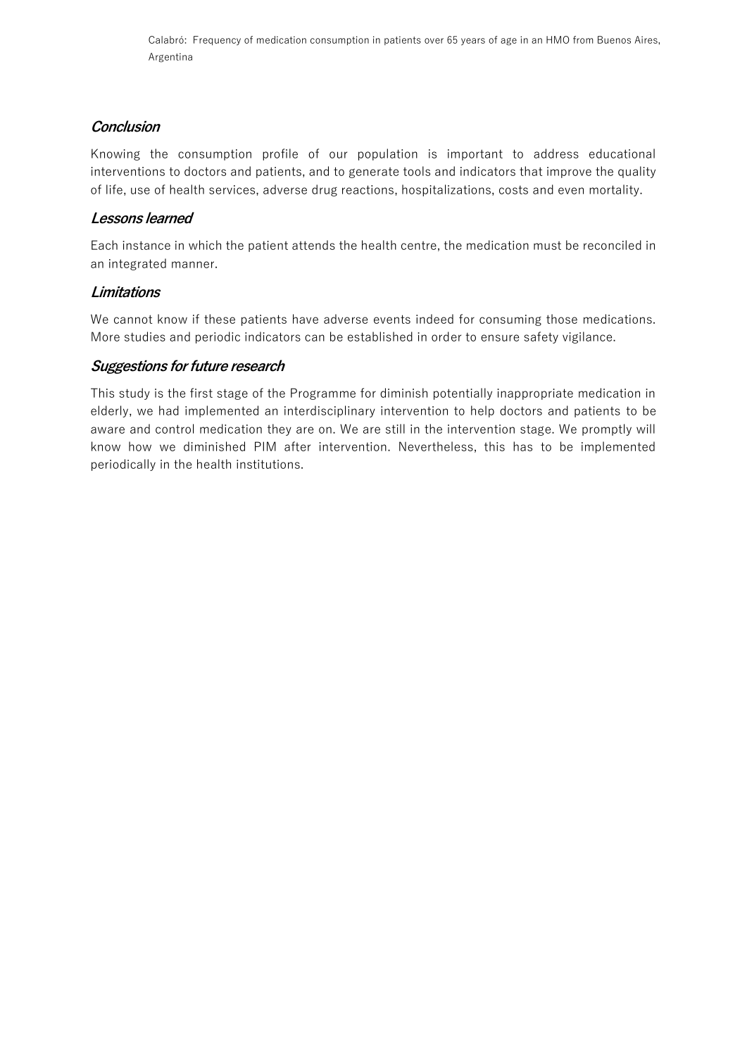## *Conclusion*

Knowing the consumption profile of our population is important to address educational interventions to doctors and patients, and to generate tools and indicators that improve the quality of life, use of health services, adverse drug reactions, hospitalizations, costs and even mortality.

## *Lessons learned*

Each instance in which the patient attends the health centre, the medication must be reconciled in an integrated manner.

## *Limitations*

We cannot know if these patients have adverse events indeed for consuming those medications. More studies and periodic indicators can be established in order to ensure safety vigilance.

## *Suggestions for future research*

This study is the first stage of the Programme for diminish potentially inappropriate medication in elderly, we had implemented an interdisciplinary intervention to help doctors and patients to be aware and control medication they are on. We are still in the intervention stage. We promptly will know how we diminished PIM after intervention. Nevertheless, this has to be implemented periodically in the health institutions.